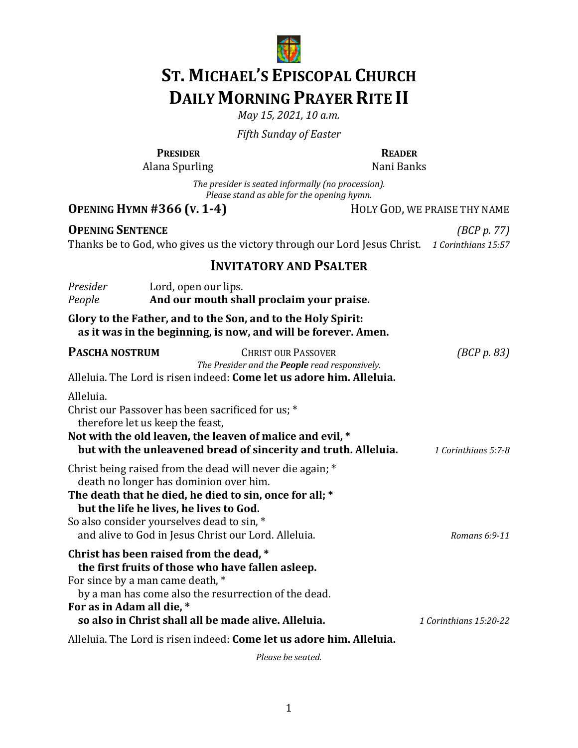# ST. MICHAEL'S EPISCOPAL CHURCH
# DAILY MORNING PRAYER RITE II

*May 15, 2021, 10 a.m.*

*Fifth Sunday of Easter*

**PRESIDER**
Alana Spurling

**READER**
Nani Banks

*The presider is seated informally (no procession).*
*Please stand as able for the opening hymn.*

**OPENING HYMN #366 (V. 1-4)** HOLY GOD, WE PRAISE THY NAME

**OPENING SENTENCE** *(BCP p. 77)*

Thanks be to God, who gives us the victory through our Lord Jesus Christ. *1 Corinthians 15:57*

## INVITATORY AND PSALTER

*Presider* Lord, open our lips.
*People* **And our mouth shall proclaim your praise.**

**Glory to the Father, and to the Son, and to the Holy Spirit:**
**as it was in the beginning, is now, and will be forever. Amen.**

**PASCHA NOSTRUM** CHRIST OUR PASSOVER *(BCP p. 83)*

*The Presider and the **People** read responsively.*

Alleluia. The Lord is risen indeed: **Come let us adore him. Alleluia.**

Alleluia.
Christ our Passover has been sacrificed for us; *
therefore let us keep the feast,
**Not with the old leaven, the leaven of malice and evil, ***
**but with the unleavened bread of sincerity and truth. Alleluia.** *1 Corinthians 5:7-8*

Christ being raised from the dead will never die again; *
death no longer has dominion over him.
**The death that he died, he died to sin, once for all; ***
**but the life he lives, he lives to God.**
So also consider yourselves dead to sin, *
and alive to God in Jesus Christ our Lord. Alleluia. *Romans 6:9-11*

**Christ has been raised from the dead, ***
**the first fruits of those who have fallen asleep.**
For since by a man came death, *
by a man has come also the resurrection of the dead.
**For as in Adam all die, ***
**so also in Christ shall all be made alive. Alleluia.** *1 Corinthians 15:20-22*

Alleluia. The Lord is risen indeed: **Come let us adore him. Alleluia.**

*Please be seated.*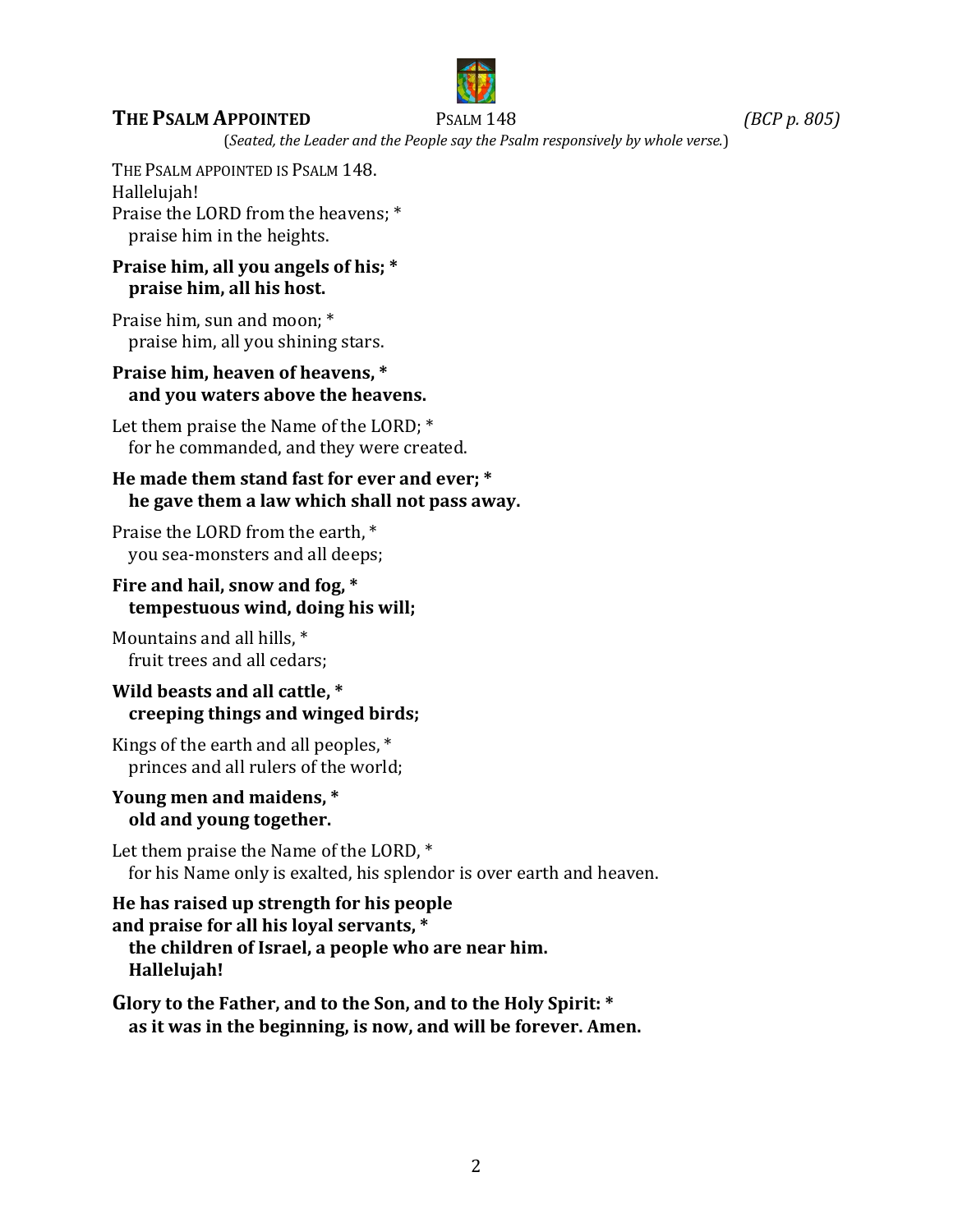## **THE PSALM APPOINTED** PSALM 148 *(BCP p. 805)*

(*Seated, the Leader and the People say the Psalm responsively by whole verse.*)

THE PSALM APPOINTED IS PSALM 148.
Hallelujah!
Praise the LORD from the heavens; *
praise him in the heights.

**Praise him, all you angels of his; *
praise him, all his host.**

Praise him, sun and moon; *
praise him, all you shining stars.

**Praise him, heaven of heavens, *
and you waters above the heavens.**

Let them praise the Name of the LORD; *
for he commanded, and they were created.

**He made them stand fast for ever and ever; *
he gave them a law which shall not pass away.**

Praise the LORD from the earth, *
you sea-monsters and all deeps;

**Fire and hail, snow and fog, *
tempestuous wind, doing his will;**

Mountains and all hills, *
fruit trees and all cedars;

**Wild beasts and all cattle, *
creeping things and winged birds;**

Kings of the earth and all peoples, *
princes and all rulers of the world;

**Young men and maidens, *
old and young together.**

Let them praise the Name of the LORD, *
for his Name only is exalted, his splendor is over earth and heaven.

**He has raised up strength for his people
and praise for all his loyal servants, *
the children of Israel, a people who are near him.
Hallelujah!**

**Glory to the Father, and to the Son, and to the Holy Spirit: *
as it was in the beginning, is now, and will be forever. Amen.**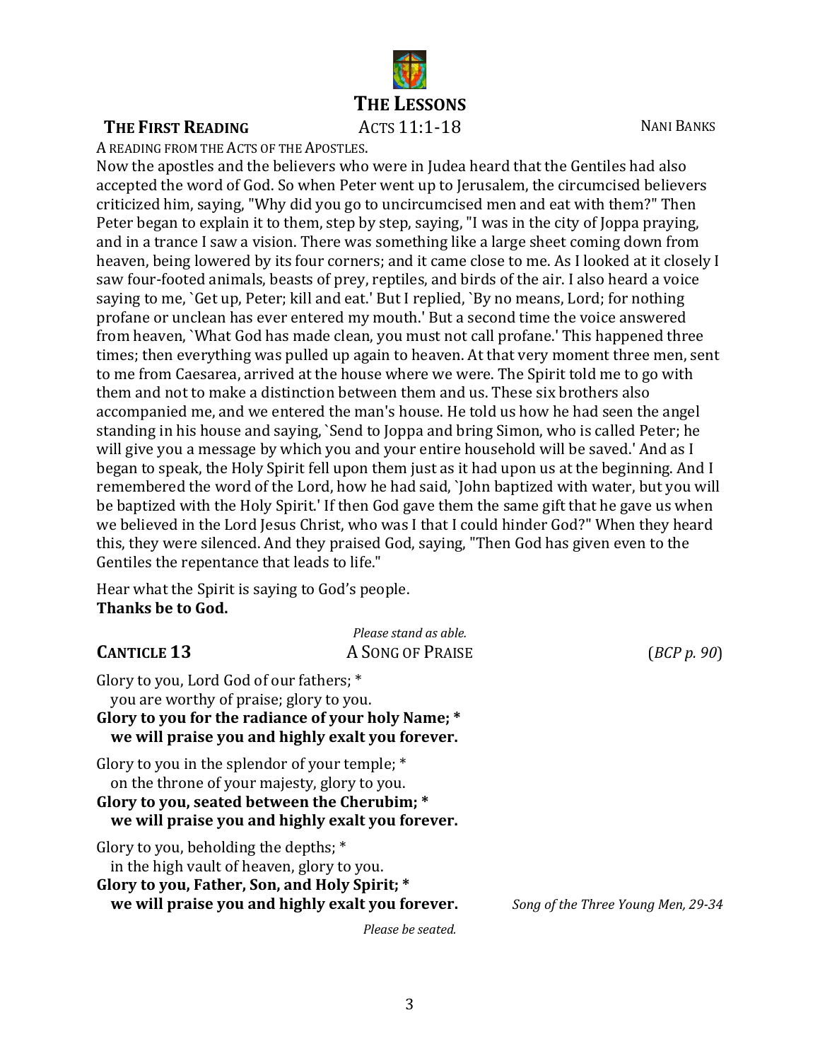# THE LESSONS

**THE FIRST READING** ACTS 11:1-18 NANI BANKS

A READING FROM THE ACTS OF THE APOSTLES.

Now the apostles and the believers who were in Judea heard that the Gentiles had also accepted the word of God. So when Peter went up to Jerusalem, the circumcised believers criticized him, saying, "Why did you go to uncircumcised men and eat with them?" Then Peter began to explain it to them, step by step, saying, "I was in the city of Joppa praying, and in a trance I saw a vision. There was something like a large sheet coming down from heaven, being lowered by its four corners; and it came close to me. As I looked at it closely I saw four-footed animals, beasts of prey, reptiles, and birds of the air. I also heard a voice saying to me, `Get up, Peter; kill and eat.' But I replied, `By no means, Lord; for nothing profane or unclean has ever entered my mouth.' But a second time the voice answered from heaven, `What God has made clean, you must not call profane.' This happened three times; then everything was pulled up again to heaven. At that very moment three men, sent to me from Caesarea, arrived at the house where we were. The Spirit told me to go with them and not to make a distinction between them and us. These six brothers also accompanied me, and we entered the man's house. He told us how he had seen the angel standing in his house and saying, `Send to Joppa and bring Simon, who is called Peter; he will give you a message by which you and your entire household will be saved.' And as I began to speak, the Holy Spirit fell upon them just as it had upon us at the beginning. And I remembered the word of the Lord, how he had said, `John baptized with water, but you will be baptized with the Holy Spirit.' If then God gave them the same gift that he gave us when we believed in the Lord Jesus Christ, who was I that I could hinder God?" When they heard this, they were silenced. And they praised God, saying, "Then God has given even to the Gentiles the repentance that leads to life."

Hear what the Spirit is saying to God's people.
**Thanks be to God.**

*Please stand as able.*

**CANTICLE 13** A SONG OF PRAISE (*BCP p. 90*)

Glory to you, Lord God of our fathers; *
you are worthy of praise; glory to you.
**Glory to you for the radiance of your holy Name; ***
**we will praise you and highly exalt you forever.**

Glory to you in the splendor of your temple; *
on the throne of your majesty, glory to you.
**Glory to you, seated between the Cherubim; ***
**we will praise you and highly exalt you forever.**

Glory to you, beholding the depths; *
in the high vault of heaven, glory to you.
**Glory to you, Father, Son, and Holy Spirit; ***
**we will praise you and highly exalt you forever.**

*Song of the Three Young Men, 29-34*

*Please be seated.*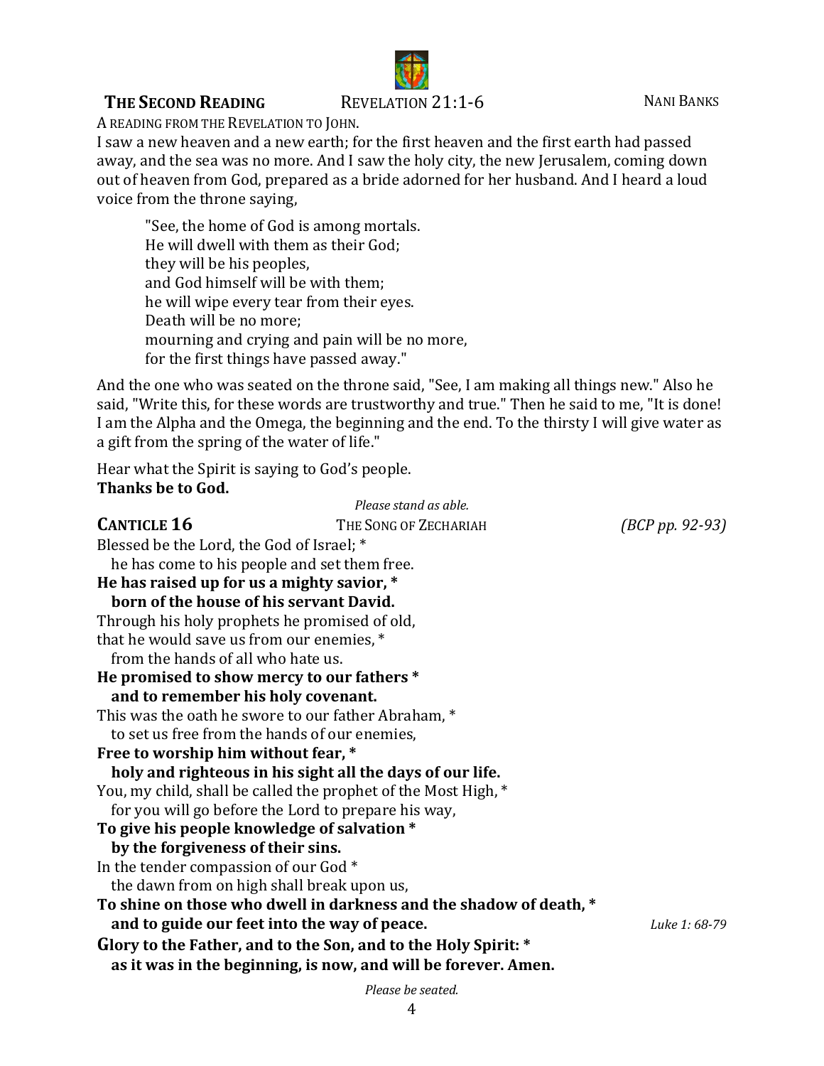**THE SECOND READING** REVELATION 21:1-6 NANI BANKS

A READING FROM THE REVELATION TO JOHN.

I saw a new heaven and a new earth; for the first heaven and the first earth had passed away, and the sea was no more. And I saw the holy city, the new Jerusalem, coming down out of heaven from God, prepared as a bride adorned for her husband. And I heard a loud voice from the throne saying,

> "See, the home of God is among mortals.
> He will dwell with them as their God;
> they will be his peoples,
> and God himself will be with them;
> he will wipe every tear from their eyes.
> Death will be no more;
> mourning and crying and pain will be no more,
> for the first things have passed away."

And the one who was seated on the throne said, "See, I am making all things new." Also he said, "Write this, for these words are trustworthy and true." Then he said to me, "It is done! I am the Alpha and the Omega, the beginning and the end. To the thirsty I will give water as a gift from the spring of the water of life."

Hear what the Spirit is saying to God's people.
**Thanks be to God.**

*Please stand as able.*

**CANTICLE 16** THE SONG OF ZECHARIAH *(BCP pp. 92-93)*

Blessed be the Lord, the God of Israel; *
he has come to his people and set them free.
**He has raised up for us a mighty savior, ***
**born of the house of his servant David.**
Through his holy prophets he promised of old,
that he would save us from our enemies, *
from the hands of all who hate us.
**He promised to show mercy to our fathers ***
**and to remember his holy covenant.**
This was the oath he swore to our father Abraham, *
to set us free from the hands of our enemies,
**Free to worship him without fear, ***
**holy and righteous in his sight all the days of our life.**
You, my child, shall be called the prophet of the Most High, *
for you will go before the Lord to prepare his way,
**To give his people knowledge of salvation ***
**by the forgiveness of their sins.**
In the tender compassion of our God *
the dawn from on high shall break upon us,
**To shine on those who dwell in darkness and the shadow of death, ***
**and to guide our feet into the way of peace.** *Luke 1: 68-79*
**Glory to the Father, and to the Son, and to the Holy Spirit: ***
**as it was in the beginning, is now, and will be forever. Amen.**

*Please be seated.*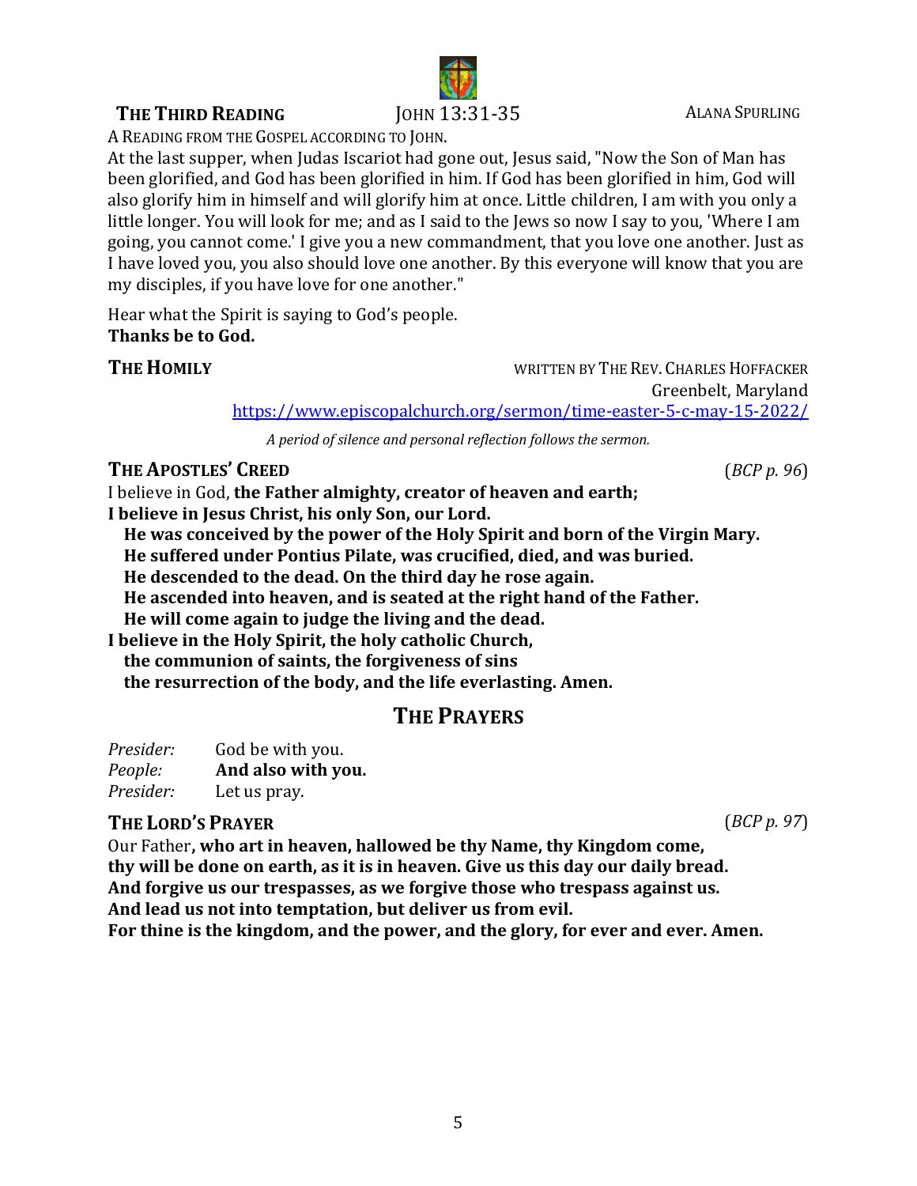**THE THIRD READING** JOHN 13:31-35 ALANA SPURLING

A READING FROM THE GOSPEL ACCORDING TO JOHN.

At the last supper, when Judas Iscariot had gone out, Jesus said, "Now the Son of Man has been glorified, and God has been glorified in him. If God has been glorified in him, God will also glorify him in himself and will glorify him at once. Little children, I am with you only a little longer. You will look for me; and as I said to the Jews so now I say to you, 'Where I am going, you cannot come.' I give you a new commandment, that you love one another. Just as I have loved you, you also should love one another. By this everyone will know that you are my disciples, if you have love for one another."

Hear what the Spirit is saying to God's people.
**Thanks be to God.**

**THE HOMILY** WRITTEN BY THE REV. CHARLES HOFFACKER
Greenbelt, Maryland
https://www.episcopalchurch.org/sermon/time-easter-5-c-may-15-2022/

*A period of silence and personal reflection follows the sermon.*

**THE APOSTLES' CREED** (*BCP p. 96*)

I believe in God, **the Father almighty, creator of heaven and earth;**
**I believe in Jesus Christ, his only Son, our Lord.**
**He was conceived by the power of the Holy Spirit and born of the Virgin Mary.**
**He suffered under Pontius Pilate, was crucified, died, and was buried.**
**He descended to the dead. On the third day he rose again.**
**He ascended into heaven, and is seated at the right hand of the Father.**
**He will come again to judge the living and the dead.**
**I believe in the Holy Spirit, the holy catholic Church,**
**the communion of saints, the forgiveness of sins**
**the resurrection of the body, and the life everlasting. Amen.**

## THE PRAYERS

*Presider:* God be with you.
*People:* **And also with you.**
*Presider:* Let us pray.

**THE LORD'S PRAYER** (*BCP p. 97*)

Our Father**, who art in heaven, hallowed be thy Name, thy Kingdom come, thy will be done on earth, as it is in heaven. Give us this day our daily bread. And forgive us our trespasses, as we forgive those who trespass against us. And lead us not into temptation, but deliver us from evil. For thine is the kingdom, and the power, and the glory, for ever and ever. Amen.**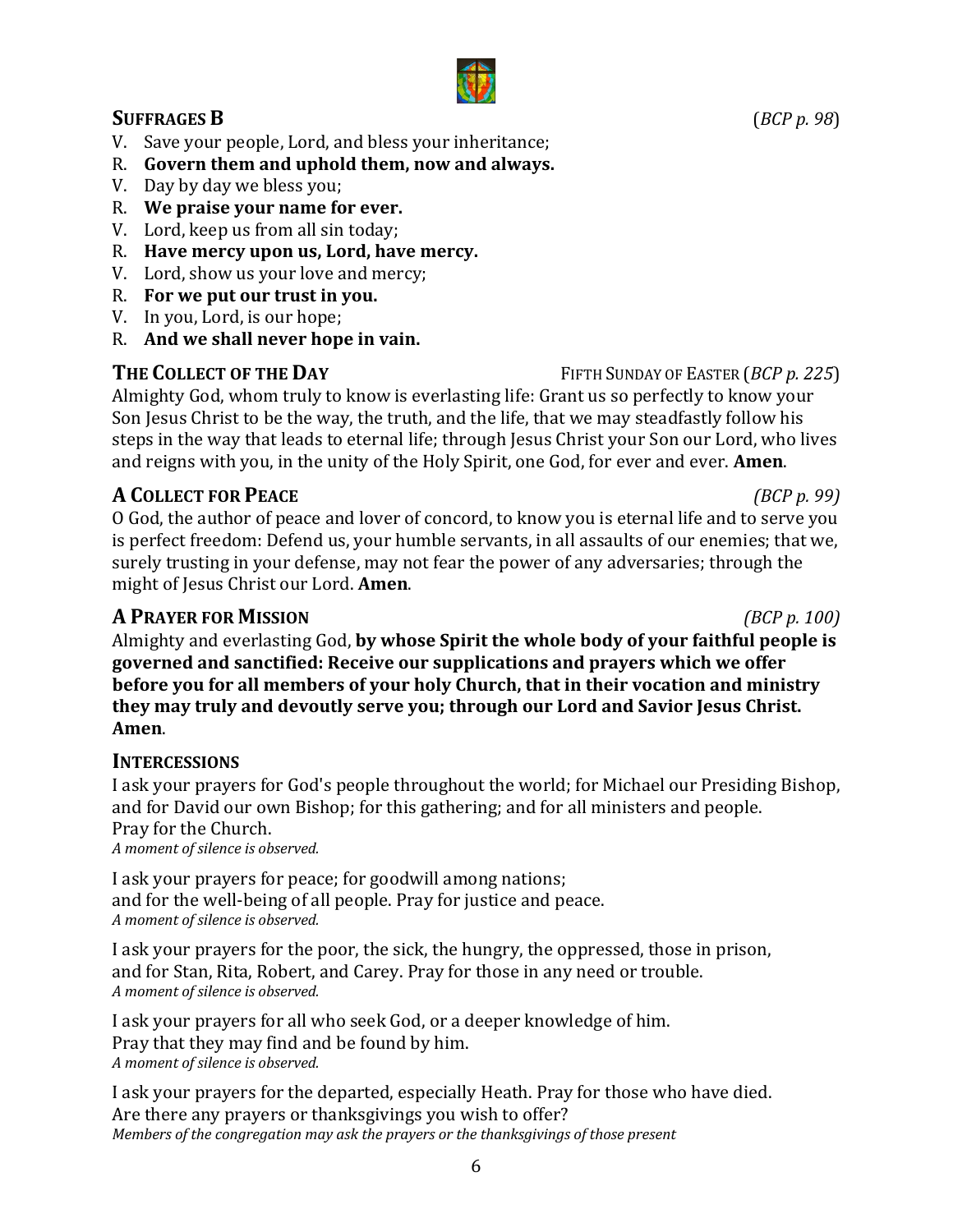## SUFFRAGES B (*BCP p. 98*)

V. Save your people, Lord, and bless your inheritance;
R. **Govern them and uphold them, now and always.**
V. Day by day we bless you;
R. **We praise your name for ever.**
V. Lord, keep us from all sin today;
R. **Have mercy upon us, Lord, have mercy.**
V. Lord, show us your love and mercy;
R. **For we put our trust in you.**
V. In you, Lord, is our hope;
R. **And we shall never hope in vain.**

## THE COLLECT OF THE DAY — FIFTH SUNDAY OF EASTER (*BCP p. 225*)

Almighty God, whom truly to know is everlasting life: Grant us so perfectly to know your Son Jesus Christ to be the way, the truth, and the life, that we may steadfastly follow his steps in the way that leads to eternal life; through Jesus Christ your Son our Lord, who lives and reigns with you, in the unity of the Holy Spirit, one God, for ever and ever. **Amen**.

## A COLLECT FOR PEACE *(BCP p. 99)*

O God, the author of peace and lover of concord, to know you is eternal life and to serve you is perfect freedom: Defend us, your humble servants, in all assaults of our enemies; that we, surely trusting in your defense, may not fear the power of any adversaries; through the might of Jesus Christ our Lord. **Amen**.

## A PRAYER FOR MISSION *(BCP p. 100)*

Almighty and everlasting God, **by whose Spirit the whole body of your faithful people is governed and sanctified: Receive our supplications and prayers which we offer before you for all members of your holy Church, that in their vocation and ministry they may truly and devoutly serve you; through our Lord and Savior Jesus Christ. Amen**.

## INTERCESSIONS

I ask your prayers for God's people throughout the world; for Michael our Presiding Bishop, and for David our own Bishop; for this gathering; and for all ministers and people. Pray for the Church.
*A moment of silence is observed.*

I ask your prayers for peace; for goodwill among nations; and for the well-being of all people. Pray for justice and peace.
*A moment of silence is observed.*

I ask your prayers for the poor, the sick, the hungry, the oppressed, those in prison, and for Stan, Rita, Robert, and Carey. Pray for those in any need or trouble.
*A moment of silence is observed.*

I ask your prayers for all who seek God, or a deeper knowledge of him. Pray that they may find and be found by him.
*A moment of silence is observed.*

I ask your prayers for the departed, especially Heath. Pray for those who have died. Are there any prayers or thanksgivings you wish to offer?
*Members of the congregation may ask the prayers or the thanksgivings of those present*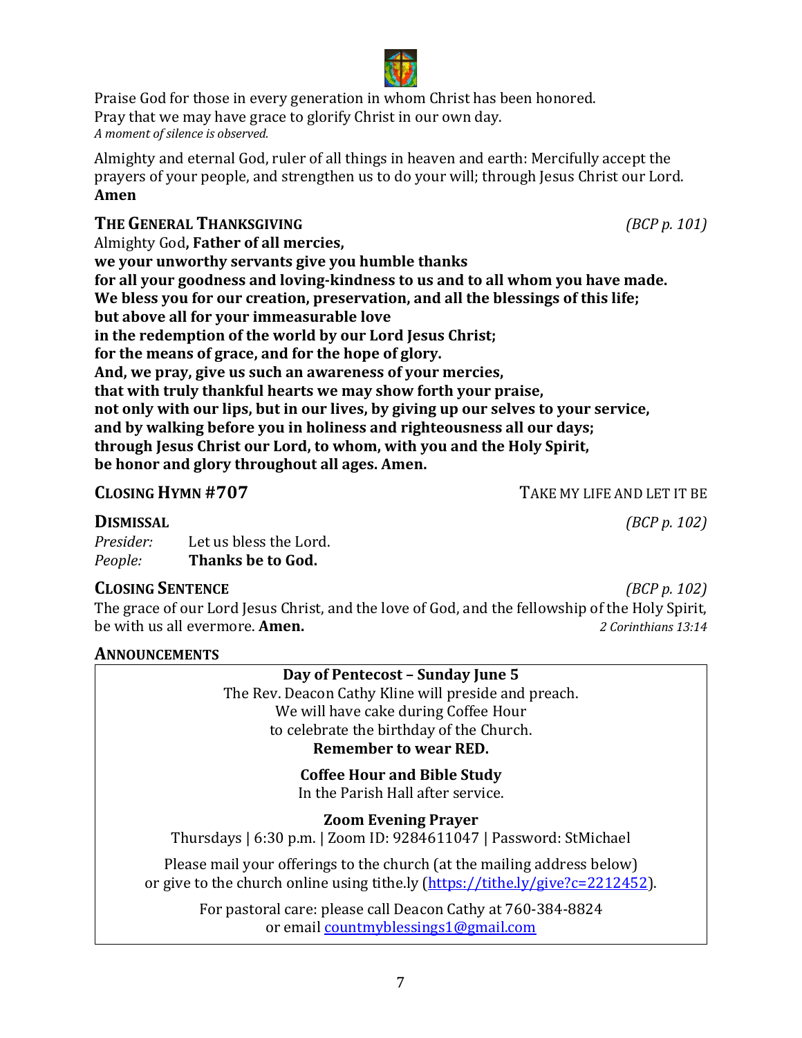Praise God for those in every generation in whom Christ has been honored.
Pray that we may have grace to glorify Christ in our own day.
*A moment of silence is observed.*

Almighty and eternal God, ruler of all things in heaven and earth: Mercifully accept the prayers of your people, and strengthen us to do your will; through Jesus Christ our Lord. **Amen**

## THE GENERAL THANKSGIVING *(BCP p. 101)*

Almighty God**, Father of all mercies,**
**we your unworthy servants give you humble thanks**
**for all your goodness and loving-kindness to us and to all whom you have made.**
**We bless you for our creation, preservation, and all the blessings of this life;**
**but above all for your immeasurable love**
**in the redemption of the world by our Lord Jesus Christ;**
**for the means of grace, and for the hope of glory.**
**And, we pray, give us such an awareness of your mercies,**
**that with truly thankful hearts we may show forth your praise,**
**not only with our lips, but in our lives, by giving up our selves to your service,**
**and by walking before you in holiness and righteousness all our days;**
**through Jesus Christ our Lord, to whom, with you and the Holy Spirit,**
**be honor and glory throughout all ages. Amen.**

## CLOSING HYMN #707 — TAKE MY LIFE AND LET IT BE

## DISMISSAL *(BCP p. 102)*

*Presider:* Let us bless the Lord.
*People:* **Thanks be to God.**

## CLOSING SENTENCE *(BCP p. 102)*

The grace of our Lord Jesus Christ, and the love of God, and the fellowship of the Holy Spirit, be with us all evermore. **Amen.** *2 Corinthians 13:14*

## ANNOUNCEMENTS

**Day of Pentecost – Sunday June 5**
The Rev. Deacon Cathy Kline will preside and preach.
We will have cake during Coffee Hour
to celebrate the birthday of the Church.
**Remember to wear RED.**

**Coffee Hour and Bible Study**
In the Parish Hall after service.

**Zoom Evening Prayer**
Thursdays | 6:30 p.m. | Zoom ID: 9284611047 | Password: StMichael

Please mail your offerings to the church (at the mailing address below)
or give to the church online using tithe.ly (https://tithe.ly/give?c=2212452).

For pastoral care: please call Deacon Cathy at 760-384-8824
or email countmyblessings1@gmail.com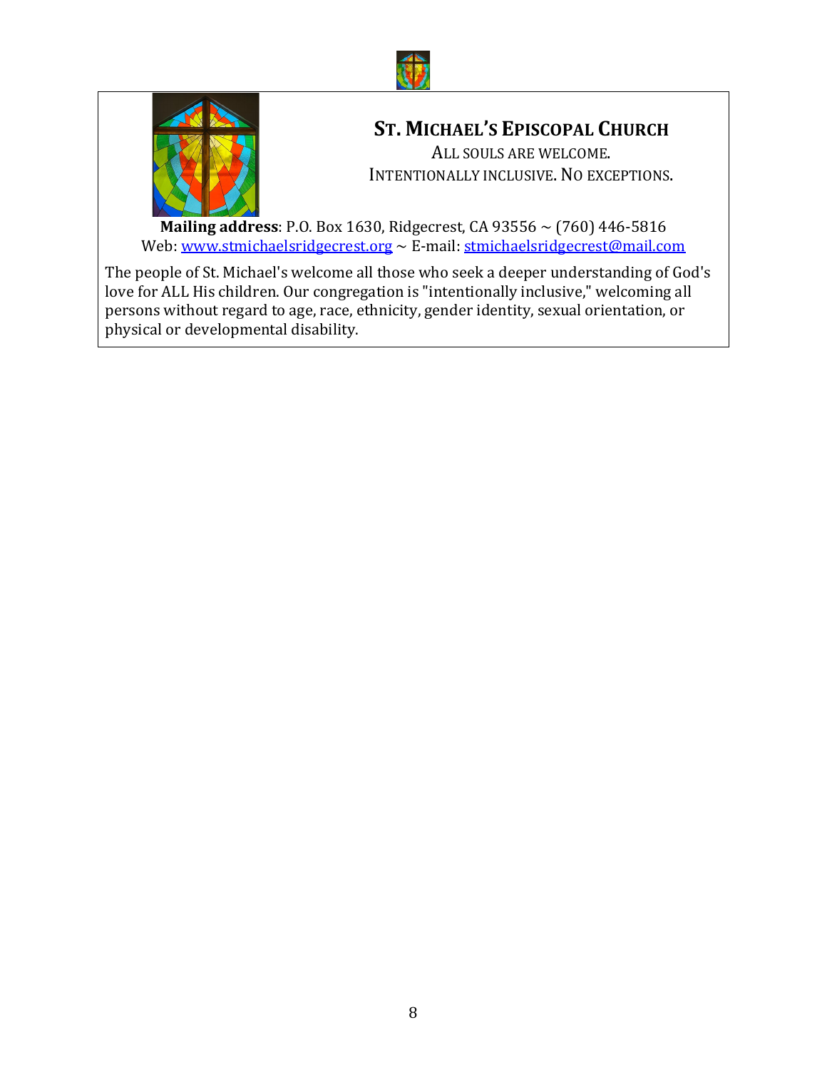## ST. MICHAEL'S EPISCOPAL CHURCH

ALL SOULS ARE WELCOME.
INTENTIONALLY INCLUSIVE. NO EXCEPTIONS.

**Mailing address**: P.O. Box 1630, Ridgecrest, CA 93556 ~ (760) 446-5816
Web: www.stmichaelsridgecrest.org ~ E-mail: stmichaelsridgecrest@mail.com

The people of St. Michael's welcome all those who seek a deeper understanding of God's love for ALL His children. Our congregation is "intentionally inclusive," welcoming all persons without regard to age, race, ethnicity, gender identity, sexual orientation, or physical or developmental disability.